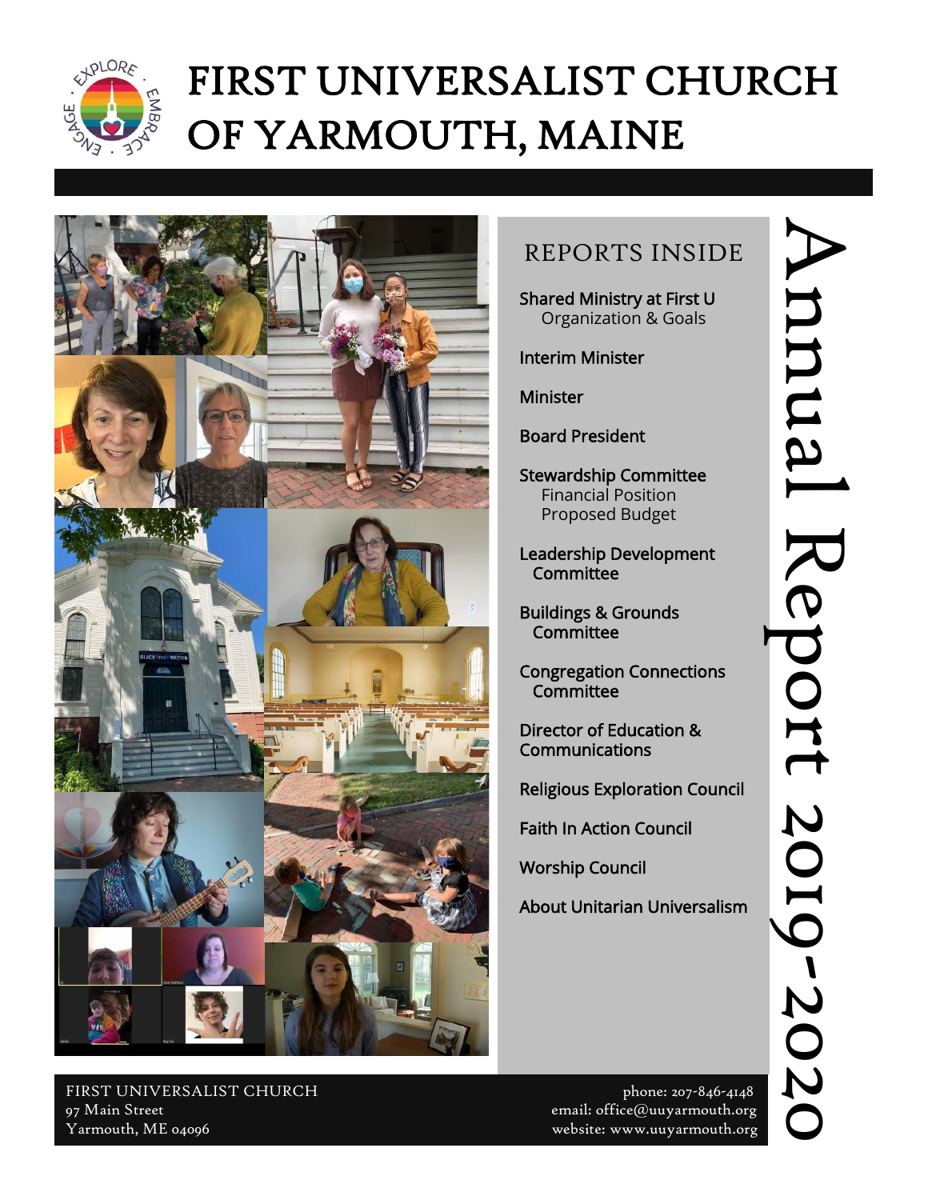# FIRST UNIVERSALIST CHURCH OF YARMOUTH, MAINE

# Annual Report 2019-2020

## REPORTS INSIDE

- Shared Ministry at First U
  - Organization & Goals
- Interim Minister
- Minister
- Board President
- Stewardship Committee
  - Financial Position
  - Proposed Budget
- Leadership Development Committee
- Buildings & Grounds Committee
- Congregation Connections Committee
- Director of Education & Communications
- Religious Exploration Council
- Faith In Action Council
- Worship Council
- About Unitarian Universalism

FIRST UNIVERSALIST CHURCH
97 Main Street
Yarmouth, ME 04096

phone: 207-846-4148
email: office@uuyarmouth.org
website: www.uuyarmouth.org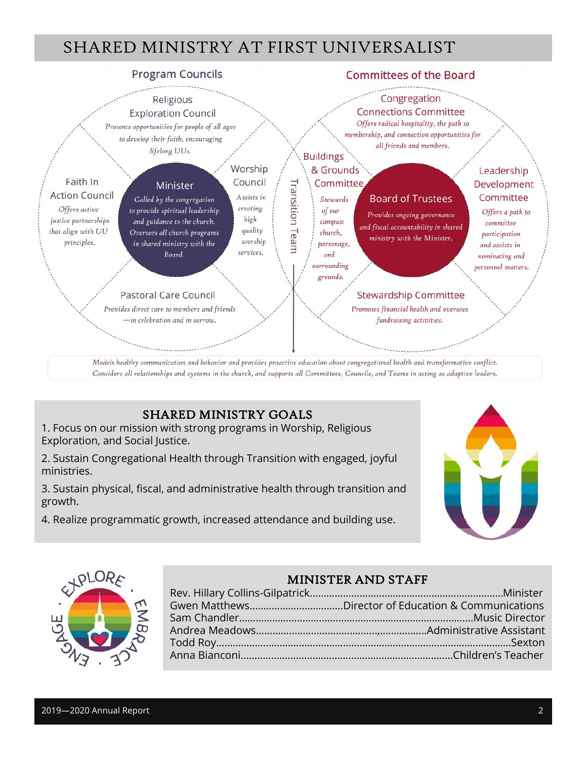# SHARED MINISTRY AT FIRST UNIVERSALIST

## Program Councils

**Religious Exploration Council**
*Presents opportunities for people of all ages to develop their faith, encouraging lifelong UUs.*

**Worship Council**
*Assists in creating high quality worship services.*

**Minister**
*Called by the congregation to provide spiritual leadership and guidance to the church. Oversees all church programs in shared ministry with the Board.*

**Faith In Action Council**
*Offers active justice partnerships that align with UU principles.*

**Pastoral Care Council**
*Provides direct care to members and friends—in celebration and in sorrow.*

## Committees of the Board

**Congregation Connections Committee**
*Offers radical hospitality, the path to membership, and connection opportunities for all friends and members.*

**Buildings & Grounds Committee**
*Stewards of our campus: church, parsonage, and surrounding grounds.*

**Board of Trustees**
*Provides ongoing governance and fiscal accountability in shared ministry with the Minister.*

**Leadership Development Committee**
*Offers a path to committee participation and assists in nominating and personnel matters.*

**Stewardship Committee**
*Promotes financial health and oversees fundraising activities.*

## Transition Team

*Models healthy communication and behavior and provides proactive education about congregational health and transformative conflict. Considers all relationships and systems in the church, and supports all Committees, Councils, and Teams in acting as adaptive leaders.*

## SHARED MINISTRY GOALS

1. Focus on our mission with strong programs in Worship, Religious Exploration, and Social Justice.
2. Sustain Congregational Health through Transition with engaged, joyful ministries.
3. Sustain physical, fiscal, and administrative health through transition and growth.
4. Realize programmatic growth, increased attendance and building use.

EXPLORE · EMBRACE · ENGAGE

## MINISTER AND STAFF

Rev. Hillary Collins-Gilpatrick....Minister
Gwen Matthews....Director of Education & Communications
Sam Chandler....Music Director
Andrea Meadows....Administrative Assistant
Todd Roy....Sexton
Anna Bianconi....Children's Teacher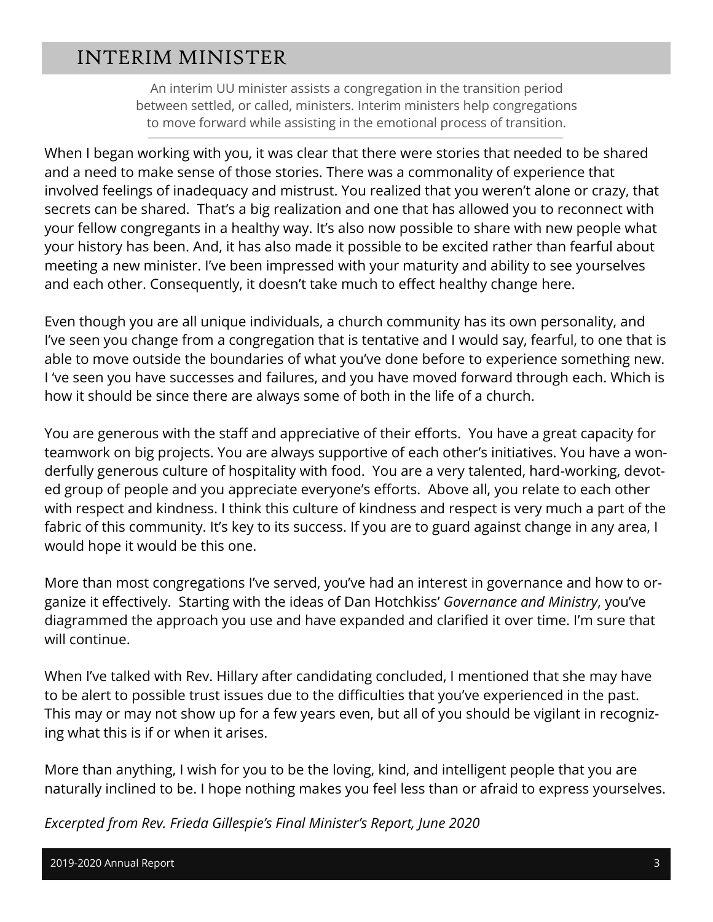# INTERIM MINISTER

An interim UU minister assists a congregation in the transition period between settled, or called, ministers. Interim ministers help congregations to move forward while assisting in the emotional process of transition.

---

When I began working with you, it was clear that there were stories that needed to be shared and a need to make sense of those stories. There was a commonality of experience that involved feelings of inadequacy and mistrust. You realized that you weren't alone or crazy, that secrets can be shared. That's a big realization and one that has allowed you to reconnect with your fellow congregants in a healthy way. It's also now possible to share with new people what your history has been. And, it has also made it possible to be excited rather than fearful about meeting a new minister. I've been impressed with your maturity and ability to see yourselves and each other. Consequently, it doesn't take much to effect healthy change here.

Even though you are all unique individuals, a church community has its own personality, and I've seen you change from a congregation that is tentative and I would say, fearful, to one that is able to move outside the boundaries of what you've done before to experience something new. I 've seen you have successes and failures, and you have moved forward through each. Which is how it should be since there are always some of both in the life of a church.

You are generous with the staff and appreciative of their efforts. You have a great capacity for teamwork on big projects. You are always supportive of each other's initiatives. You have a wonderfully generous culture of hospitality with food. You are a very talented, hard-working, devoted group of people and you appreciate everyone's efforts. Above all, you relate to each other with respect and kindness. I think this culture of kindness and respect is very much a part of the fabric of this community. It's key to its success. If you are to guard against change in any area, I would hope it would be this one.

More than most congregations I've served, you've had an interest in governance and how to organize it effectively. Starting with the ideas of Dan Hotchkiss' *Governance and Ministry*, you've diagrammed the approach you use and have expanded and clarified it over time. I'm sure that will continue.

When I've talked with Rev. Hillary after candidating concluded, I mentioned that she may have to be alert to possible trust issues due to the difficulties that you've experienced in the past. This may or may not show up for a few years even, but all of you should be vigilant in recognizing what this is if or when it arises.

More than anything, I wish for you to be the loving, kind, and intelligent people that you are naturally inclined to be. I hope nothing makes you feel less than or afraid to express yourselves.

*Excerpted from Rev. Frieda Gillespie's Final Minister's Report, June 2020*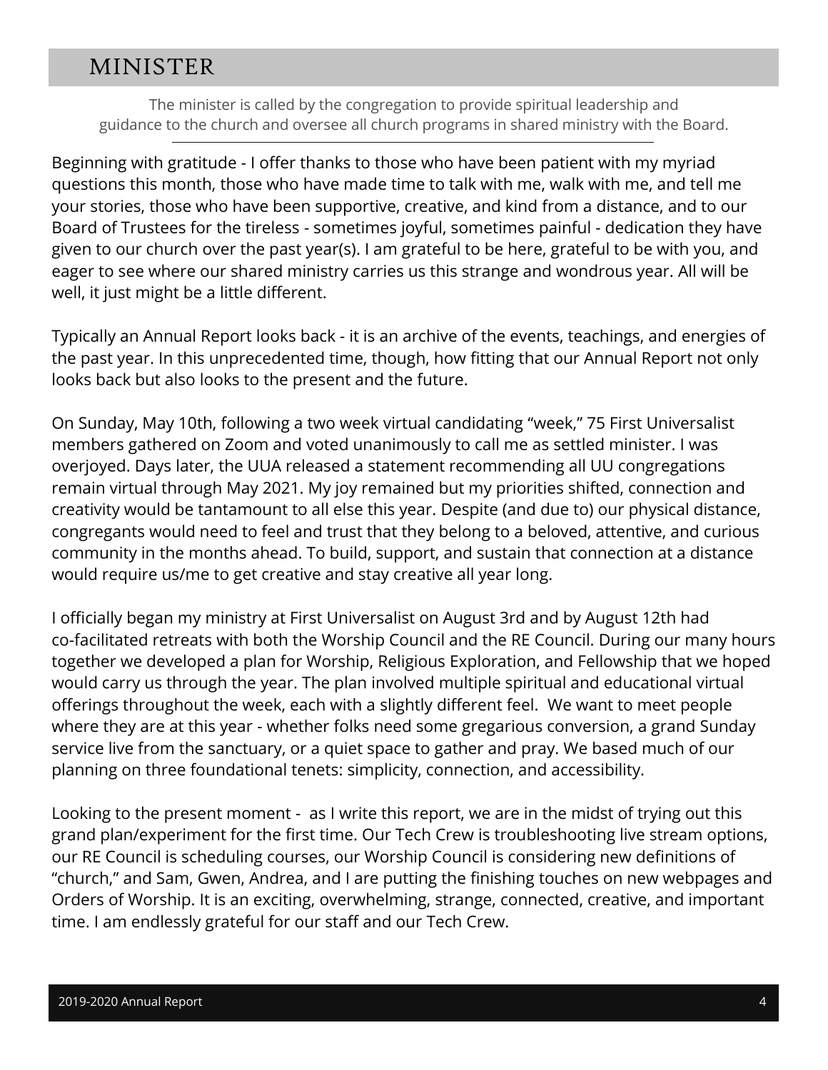# MINISTER

The minister is called by the congregation to provide spiritual leadership and guidance to the church and oversee all church programs in shared ministry with the Board.

---

Beginning with gratitude - I offer thanks to those who have been patient with my myriad questions this month, those who have made time to talk with me, walk with me, and tell me your stories, those who have been supportive, creative, and kind from a distance, and to our Board of Trustees for the tireless - sometimes joyful, sometimes painful - dedication they have given to our church over the past year(s). I am grateful to be here, grateful to be with you, and eager to see where our shared ministry carries us this strange and wondrous year. All will be well, it just might be a little different.

Typically an Annual Report looks back - it is an archive of the events, teachings, and energies of the past year. In this unprecedented time, though, how fitting that our Annual Report not only looks back but also looks to the present and the future.

On Sunday, May 10th, following a two week virtual candidating "week," 75 First Universalist members gathered on Zoom and voted unanimously to call me as settled minister. I was overjoyed. Days later, the UUA released a statement recommending all UU congregations remain virtual through May 2021. My joy remained but my priorities shifted, connection and creativity would be tantamount to all else this year. Despite (and due to) our physical distance, congregants would need to feel and trust that they belong to a beloved, attentive, and curious community in the months ahead. To build, support, and sustain that connection at a distance would require us/me to get creative and stay creative all year long.

I officially began my ministry at First Universalist on August 3rd and by August 12th had co-facilitated retreats with both the Worship Council and the RE Council. During our many hours together we developed a plan for Worship, Religious Exploration, and Fellowship that we hoped would carry us through the year. The plan involved multiple spiritual and educational virtual offerings throughout the week, each with a slightly different feel. We want to meet people where they are at this year - whether folks need some gregarious conversion, a grand Sunday service live from the sanctuary, or a quiet space to gather and pray. We based much of our planning on three foundational tenets: simplicity, connection, and accessibility.

Looking to the present moment - as I write this report, we are in the midst of trying out this grand plan/experiment for the first time. Our Tech Crew is troubleshooting live stream options, our RE Council is scheduling courses, our Worship Council is considering new definitions of "church," and Sam, Gwen, Andrea, and I are putting the finishing touches on new webpages and Orders of Worship. It is an exciting, overwhelming, strange, connected, creative, and important time. I am endlessly grateful for our staff and our Tech Crew.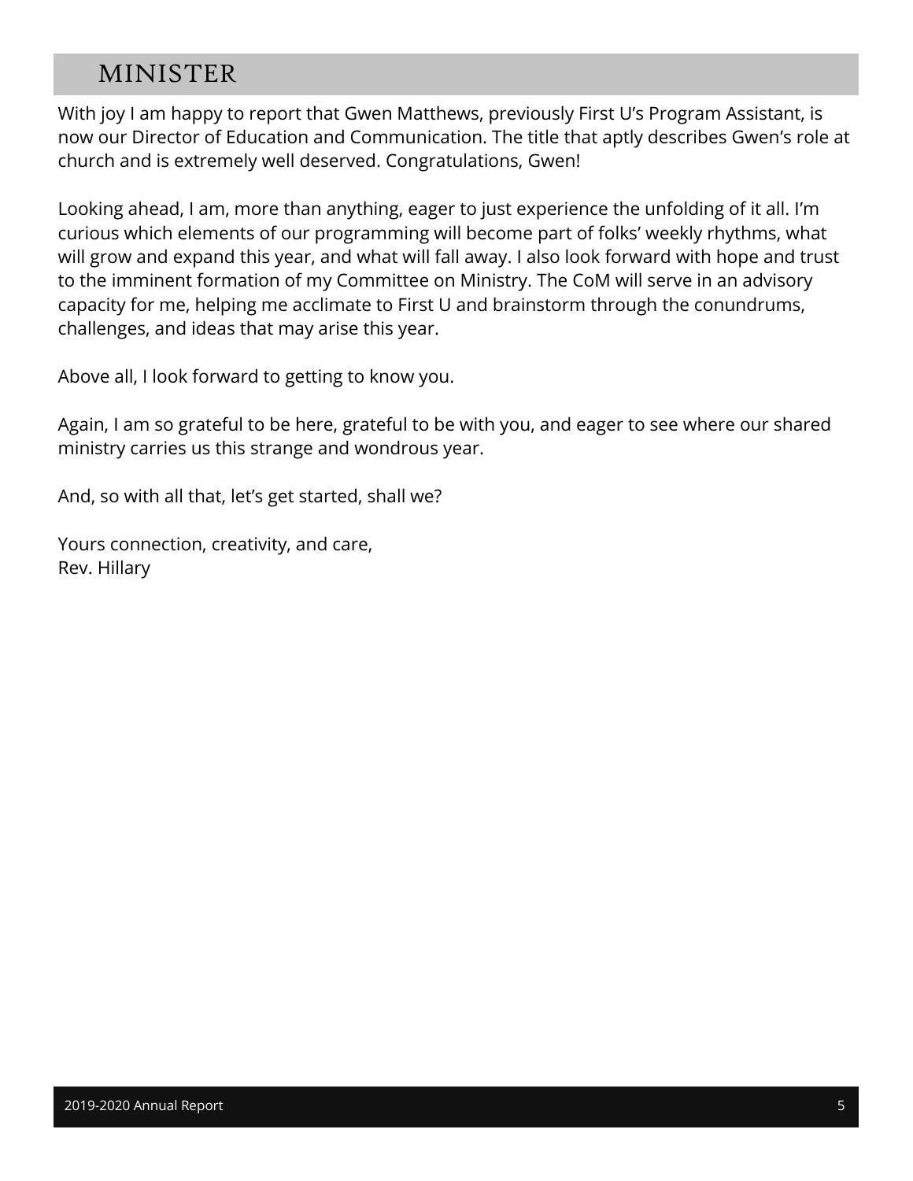# MINISTER

With joy I am happy to report that Gwen Matthews, previously First U's Program Assistant, is now our Director of Education and Communication. The title that aptly describes Gwen's role at church and is extremely well deserved. Congratulations, Gwen!

Looking ahead, I am, more than anything, eager to just experience the unfolding of it all. I'm curious which elements of our programming will become part of folks' weekly rhythms, what will grow and expand this year, and what will fall away. I also look forward with hope and trust to the imminent formation of my Committee on Ministry. The CoM will serve in an advisory capacity for me, helping me acclimate to First U and brainstorm through the conundrums, challenges, and ideas that may arise this year.

Above all, I look forward to getting to know you.

Again, I am so grateful to be here, grateful to be with you, and eager to see where our shared ministry carries us this strange and wondrous year.

And, so with all that, let's get started, shall we?

Yours connection, creativity, and care,
Rev. Hillary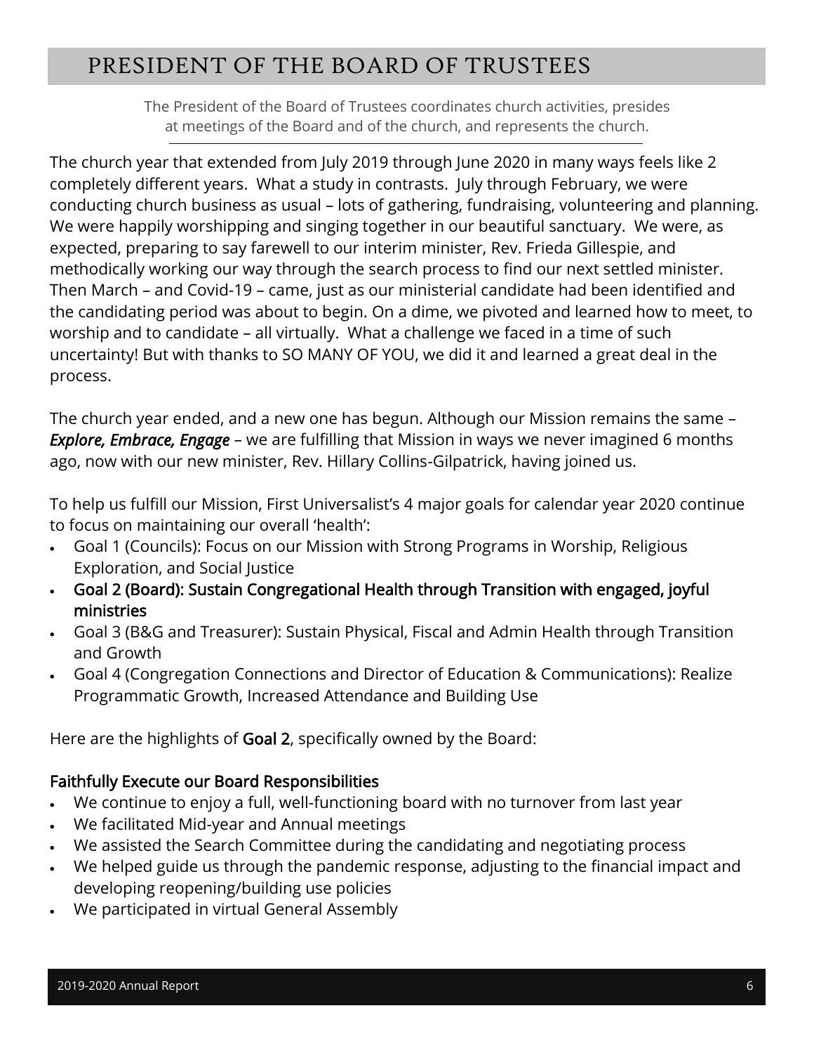# PRESIDENT OF THE BOARD OF TRUSTEES

The President of the Board of Trustees coordinates church activities, presides at meetings of the Board and of the church, and represents the church.

---

The church year that extended from July 2019 through June 2020 in many ways feels like 2 completely different years. What a study in contrasts. July through February, we were conducting church business as usual – lots of gathering, fundraising, volunteering and planning. We were happily worshipping and singing together in our beautiful sanctuary. We were, as expected, preparing to say farewell to our interim minister, Rev. Frieda Gillespie, and methodically working our way through the search process to find our next settled minister. Then March – and Covid-19 – came, just as our ministerial candidate had been identified and the candidating period was about to begin. On a dime, we pivoted and learned how to meet, to worship and to candidate – all virtually. What a challenge we faced in a time of such uncertainty! But with thanks to SO MANY OF YOU, we did it and learned a great deal in the process.

The church year ended, and a new one has begun. Although our Mission remains the same – ***Explore, Embrace, Engage*** – we are fulfilling that Mission in ways we never imagined 6 months ago, now with our new minister, Rev. Hillary Collins-Gilpatrick, having joined us.

To help us fulfill our Mission, First Universalist's 4 major goals for calendar year 2020 continue to focus on maintaining our overall 'health':

- Goal 1 (Councils): Focus on our Mission with Strong Programs in Worship, Religious Exploration, and Social Justice
- Goal 2 (Board): Sustain Congregational Health through Transition with engaged, joyful ministries
- Goal 3 (B&G and Treasurer): Sustain Physical, Fiscal and Admin Health through Transition and Growth
- Goal 4 (Congregation Connections and Director of Education & Communications): Realize Programmatic Growth, Increased Attendance and Building Use

Here are the highlights of **Goal 2**, specifically owned by the Board:

### Faithfully Execute our Board Responsibilities

- We continue to enjoy a full, well-functioning board with no turnover from last year
- We facilitated Mid-year and Annual meetings
- We assisted the Search Committee during the candidating and negotiating process
- We helped guide us through the pandemic response, adjusting to the financial impact and developing reopening/building use policies
- We participated in virtual General Assembly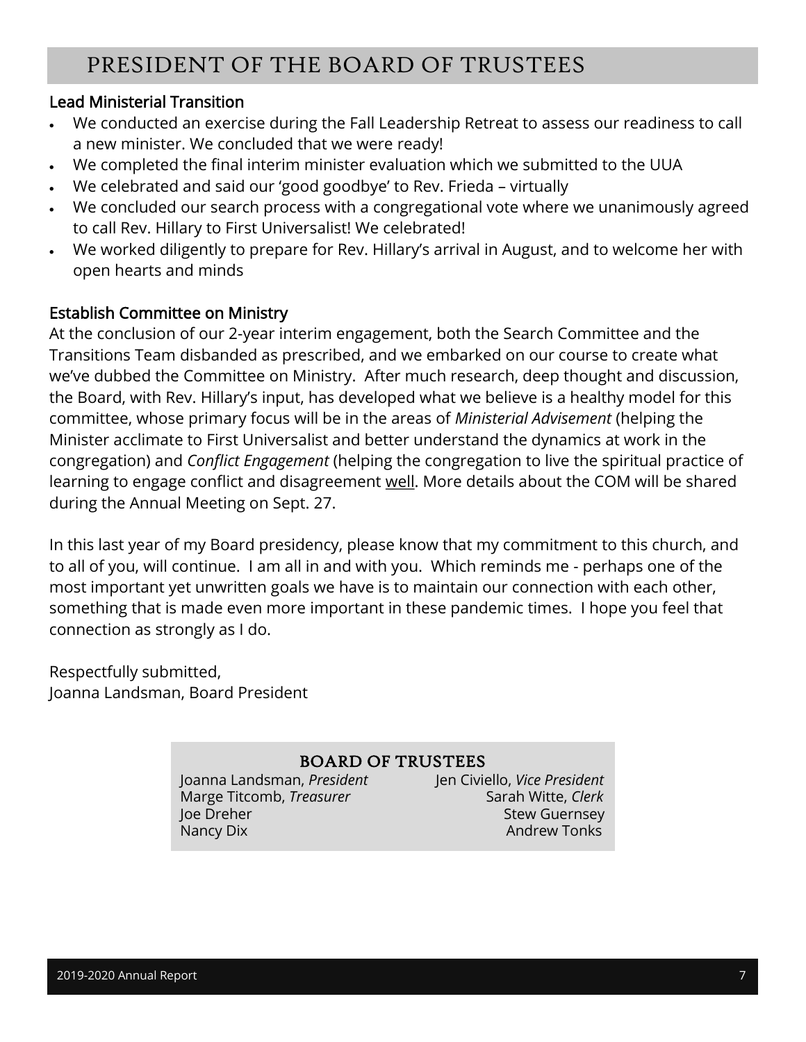# PRESIDENT OF THE BOARD OF TRUSTEES

### Lead Ministerial Transition

- We conducted an exercise during the Fall Leadership Retreat to assess our readiness to call a new minister. We concluded that we were ready!
- We completed the final interim minister evaluation which we submitted to the UUA
- We celebrated and said our 'good goodbye' to Rev. Frieda – virtually
- We concluded our search process with a congregational vote where we unanimously agreed to call Rev. Hillary to First Universalist! We celebrated!
- We worked diligently to prepare for Rev. Hillary's arrival in August, and to welcome her with open hearts and minds

### Establish Committee on Ministry

At the conclusion of our 2-year interim engagement, both the Search Committee and the Transitions Team disbanded as prescribed, and we embarked on our course to create what we've dubbed the Committee on Ministry. After much research, deep thought and discussion, the Board, with Rev. Hillary's input, has developed what we believe is a healthy model for this committee, whose primary focus will be in the areas of *Ministerial Advisement* (helping the Minister acclimate to First Universalist and better understand the dynamics at work in the congregation) and *Conflict Engagement* (helping the congregation to live the spiritual practice of learning to engage conflict and disagreement <u>well</u>. More details about the COM will be shared during the Annual Meeting on Sept. 27.

In this last year of my Board presidency, please know that my commitment to this church, and to all of you, will continue. I am all in and with you. Which reminds me - perhaps one of the most important yet unwritten goals we have is to maintain our connection with each other, something that is made even more important in these pandemic times. I hope you feel that connection as strongly as I do.

Respectfully submitted,
Joanna Landsman, Board President

### BOARD OF TRUSTEES

Joanna Landsman, *President*
Jen Civiello, *Vice President*
Marge Titcomb, *Treasurer*
Sarah Witte, *Clerk*
Joe Dreher
Stew Guernsey
Nancy Dix
Andrew Tonks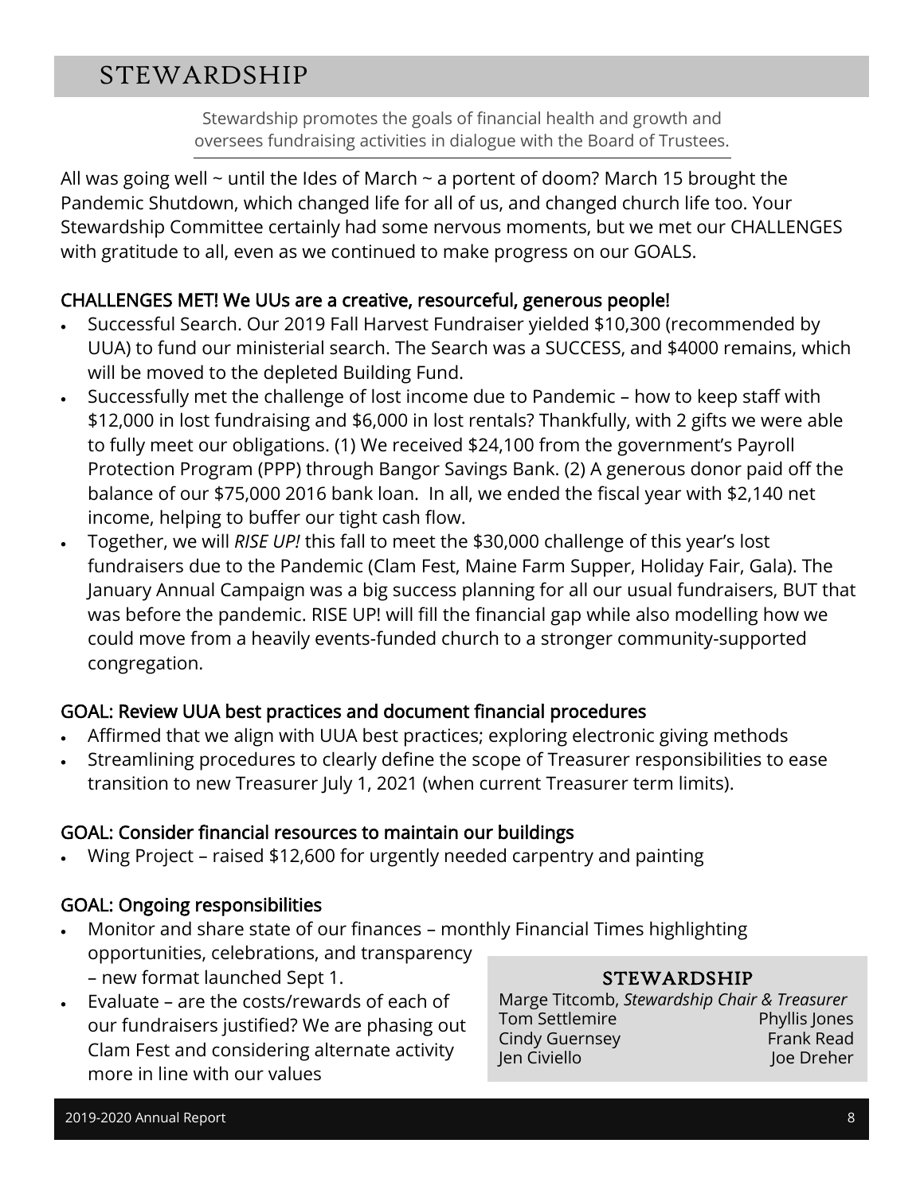# STEWARDSHIP

Stewardship promotes the goals of financial health and growth and oversees fundraising activities in dialogue with the Board of Trustees.

All was going well ~ until the Ides of March ~ a portent of doom? March 15 brought the Pandemic Shutdown, which changed life for all of us, and changed church life too. Your Stewardship Committee certainly had some nervous moments, but we met our CHALLENGES with gratitude to all, even as we continued to make progress on our GOALS.

## CHALLENGES MET! We UUs are a creative, resourceful, generous people!

- Successful Search. Our 2019 Fall Harvest Fundraiser yielded $10,300 (recommended by UUA) to fund our ministerial search. The Search was a SUCCESS, and $4000 remains, which will be moved to the depleted Building Fund.
- Successfully met the challenge of lost income due to Pandemic – how to keep staff with $12,000 in lost fundraising and $6,000 in lost rentals? Thankfully, with 2 gifts we were able to fully meet our obligations. (1) We received $24,100 from the government's Payroll Protection Program (PPP) through Bangor Savings Bank. (2) A generous donor paid off the balance of our $75,000 2016 bank loan. In all, we ended the fiscal year with $2,140 net income, helping to buffer our tight cash flow.
- Together, we will *RISE UP!* this fall to meet the $30,000 challenge of this year's lost fundraisers due to the Pandemic (Clam Fest, Maine Farm Supper, Holiday Fair, Gala). The January Annual Campaign was a big success planning for all our usual fundraisers, BUT that was before the pandemic. RISE UP! will fill the financial gap while also modelling how we could move from a heavily events-funded church to a stronger community-supported congregation.

## GOAL: Review UUA best practices and document financial procedures

- Affirmed that we align with UUA best practices; exploring electronic giving methods
- Streamlining procedures to clearly define the scope of Treasurer responsibilities to ease transition to new Treasurer July 1, 2021 (when current Treasurer term limits).

## GOAL: Consider financial resources to maintain our buildings

- Wing Project – raised $12,600 for urgently needed carpentry and painting

## GOAL: Ongoing responsibilities

- Monitor and share state of our finances – monthly Financial Times highlighting opportunities, celebrations, and transparency – new format launched Sept 1.
- Evaluate – are the costs/rewards of each of our fundraisers justified? We are phasing out Clam Fest and considering alternate activity more in line with our values

### STEWARDSHIP

Marge Titcomb, *Stewardship Chair & Treasurer*
Tom Settlemire
Phyllis Jones
Cindy Guernsey
Frank Read
Jen Civiello
Joe Dreher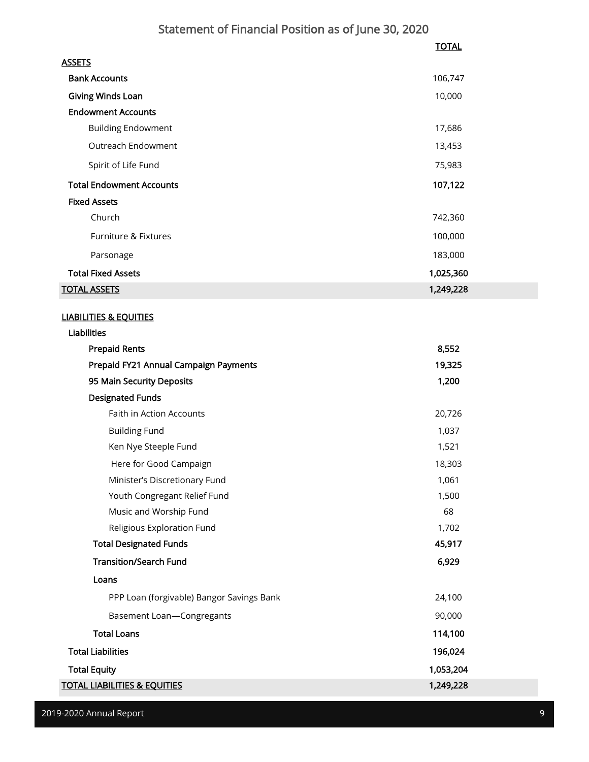# Statement of Financial Position as of June 30, 2020

| | TOTAL |
|---|---|
| **ASSETS** | |
| **Bank Accounts** | 106,747 |
| **Giving Winds Loan** | 10,000 |
| **Endowment Accounts** | |
| Building Endowment | 17,686 |
| Outreach Endowment | 13,453 |
| Spirit of Life Fund | 75,983 |
| **Total Endowment Accounts** | **107,122** |
| **Fixed Assets** | |
| Church | 742,360 |
| Furniture & Fixtures | 100,000 |
| Parsonage | 183,000 |
| **Total Fixed Assets** | **1,025,360** |
| **TOTAL ASSETS** | **1,249,228** |
| | |
| **LIABILITIES & EQUITIES** | |
| **Liabilities** | |
| **Prepaid Rents** | **8,552** |
| **Prepaid FY21 Annual Campaign Payments** | **19,325** |
| **95 Main Security Deposits** | **1,200** |
| **Designated Funds** | |
| Faith in Action Accounts | 20,726 |
| Building Fund | 1,037 |
| Ken Nye Steeple Fund | 1,521 |
| Here for Good Campaign | 18,303 |
| Minister's Discretionary Fund | 1,061 |
| Youth Congregant Relief Fund | 1,500 |
| Music and Worship Fund | 68 |
| Religious Exploration Fund | 1,702 |
| **Total Designated Funds** | **45,917** |
| **Transition/Search Fund** | **6,929** |
| **Loans** | |
| PPP Loan (forgivable) Bangor Savings Bank | 24,100 |
| Basement Loan—Congregants | 90,000 |
| **Total Loans** | **114,100** |
| **Total Liabilities** | **196,024** |
| **Total Equity** | **1,053,204** |
| **TOTAL LIABILITIES & EQUITIES** | **1,249,228** |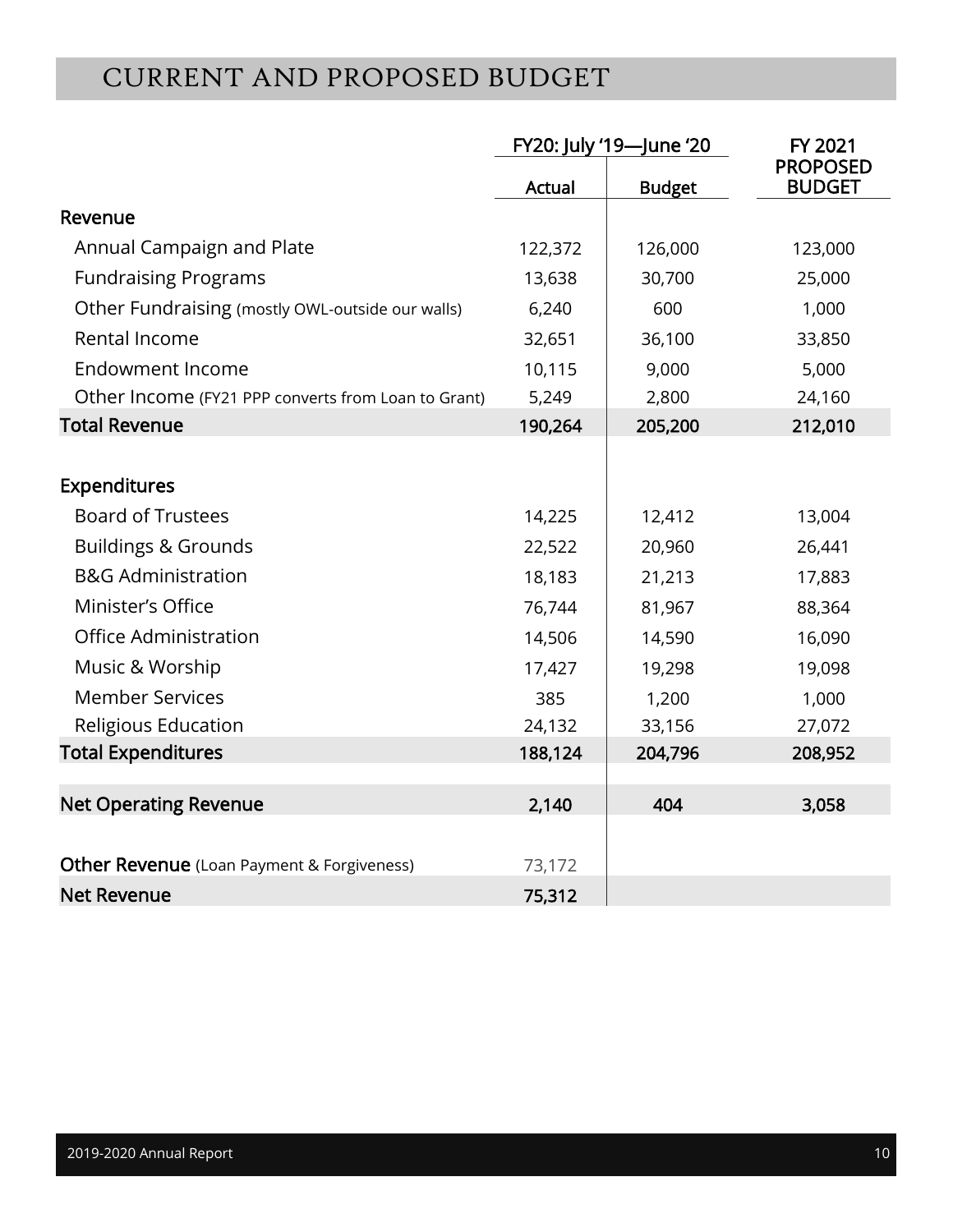# CURRENT AND PROPOSED BUDGET

| | FY20: July '19—June '20 | | FY 2021 PROPOSED BUDGET |
|---|---|---|---|
| | Actual | Budget | |
| **Revenue** | | | |
| Annual Campaign and Plate | 122,372 | 126,000 | 123,000 |
| Fundraising Programs | 13,638 | 30,700 | 25,000 |
| Other Fundraising (mostly OWL-outside our walls) | 6,240 | 600 | 1,000 |
| Rental Income | 32,651 | 36,100 | 33,850 |
| Endowment Income | 10,115 | 9,000 | 5,000 |
| Other Income (FY21 PPP converts from Loan to Grant) | 5,249 | 2,800 | 24,160 |
| **Total Revenue** | **190,264** | **205,200** | **212,010** |
| | | | |
| **Expenditures** | | | |
| Board of Trustees | 14,225 | 12,412 | 13,004 |
| Buildings & Grounds | 22,522 | 20,960 | 26,441 |
| B&G Administration | 18,183 | 21,213 | 17,883 |
| Minister's Office | 76,744 | 81,967 | 88,364 |
| Office Administration | 14,506 | 14,590 | 16,090 |
| Music & Worship | 17,427 | 19,298 | 19,098 |
| Member Services | 385 | 1,200 | 1,000 |
| Religious Education | 24,132 | 33,156 | 27,072 |
| **Total Expenditures** | **188,124** | **204,796** | **208,952** |
| | | | |
| **Net Operating Revenue** | **2,140** | **404** | **3,058** |
| | | | |
| **Other Revenue** (Loan Payment & Forgiveness) | 73,172 | | |
| **Net Revenue** | **75,312** | | |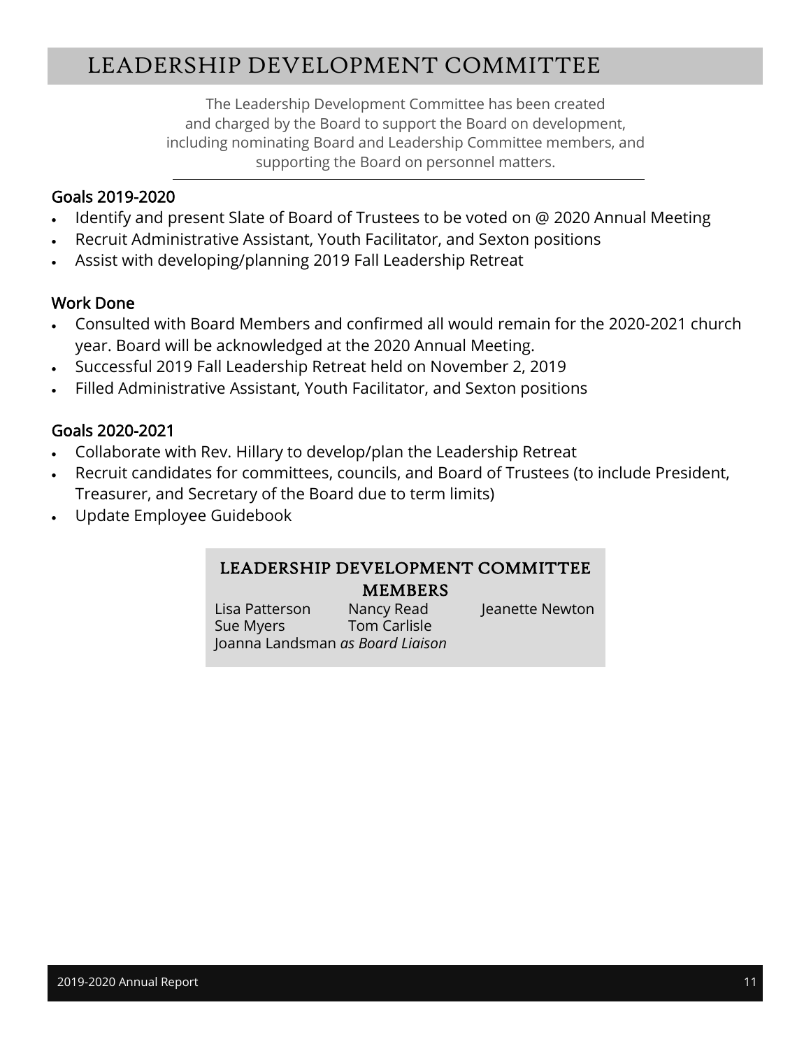# LEADERSHIP DEVELOPMENT COMMITTEE

The Leadership Development Committee has been created and charged by the Board to support the Board on development, including nominating Board and Leadership Committee members, and supporting the Board on personnel matters.

## Goals 2019-2020

- Identify and present Slate of Board of Trustees to be voted on @ 2020 Annual Meeting
- Recruit Administrative Assistant, Youth Facilitator, and Sexton positions
- Assist with developing/planning 2019 Fall Leadership Retreat

## Work Done

- Consulted with Board Members and confirmed all would remain for the 2020-2021 church year. Board will be acknowledged at the 2020 Annual Meeting.
- Successful 2019 Fall Leadership Retreat held on November 2, 2019
- Filled Administrative Assistant, Youth Facilitator, and Sexton positions

## Goals 2020-2021

- Collaborate with Rev. Hillary to develop/plan the Leadership Retreat
- Recruit candidates for committees, councils, and Board of Trustees (to include President, Treasurer, and Secretary of the Board due to term limits)
- Update Employee Guidebook

### LEADERSHIP DEVELOPMENT COMMITTEE MEMBERS

Lisa Patterson
Nancy Read
Jeanette Newton
Sue Myers
Tom Carlisle
Joanna Landsman *as Board Liaison*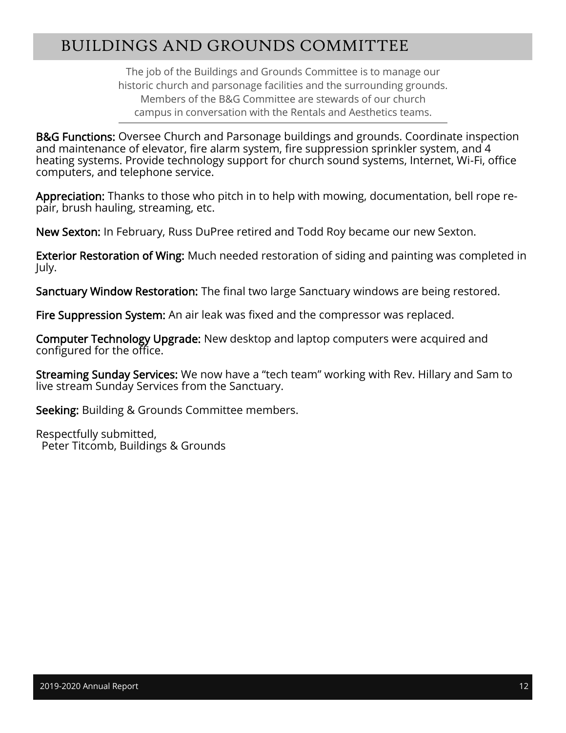# BUILDINGS AND GROUNDS COMMITTEE

The job of the Buildings and Grounds Committee is to manage our historic church and parsonage facilities and the surrounding grounds. Members of the B&G Committee are stewards of our church campus in conversation with the Rentals and Aesthetics teams.

---

**B&G Functions:** Oversee Church and Parsonage buildings and grounds. Coordinate inspection and maintenance of elevator, fire alarm system, fire suppression sprinkler system, and 4 heating systems. Provide technology support for church sound systems, Internet, Wi-Fi, office computers, and telephone service.

**Appreciation:** Thanks to those who pitch in to help with mowing, documentation, bell rope repair, brush hauling, streaming, etc.

**New Sexton:** In February, Russ DuPree retired and Todd Roy became our new Sexton.

**Exterior Restoration of Wing:** Much needed restoration of siding and painting was completed in July.

**Sanctuary Window Restoration:** The final two large Sanctuary windows are being restored.

**Fire Suppression System:** An air leak was fixed and the compressor was replaced.

**Computer Technology Upgrade:** New desktop and laptop computers were acquired and configured for the office.

**Streaming Sunday Services:** We now have a "tech team" working with Rev. Hillary and Sam to live stream Sunday Services from the Sanctuary.

**Seeking:** Building & Grounds Committee members.

Respectfully submitted,  
Peter Titcomb, Buildings & Grounds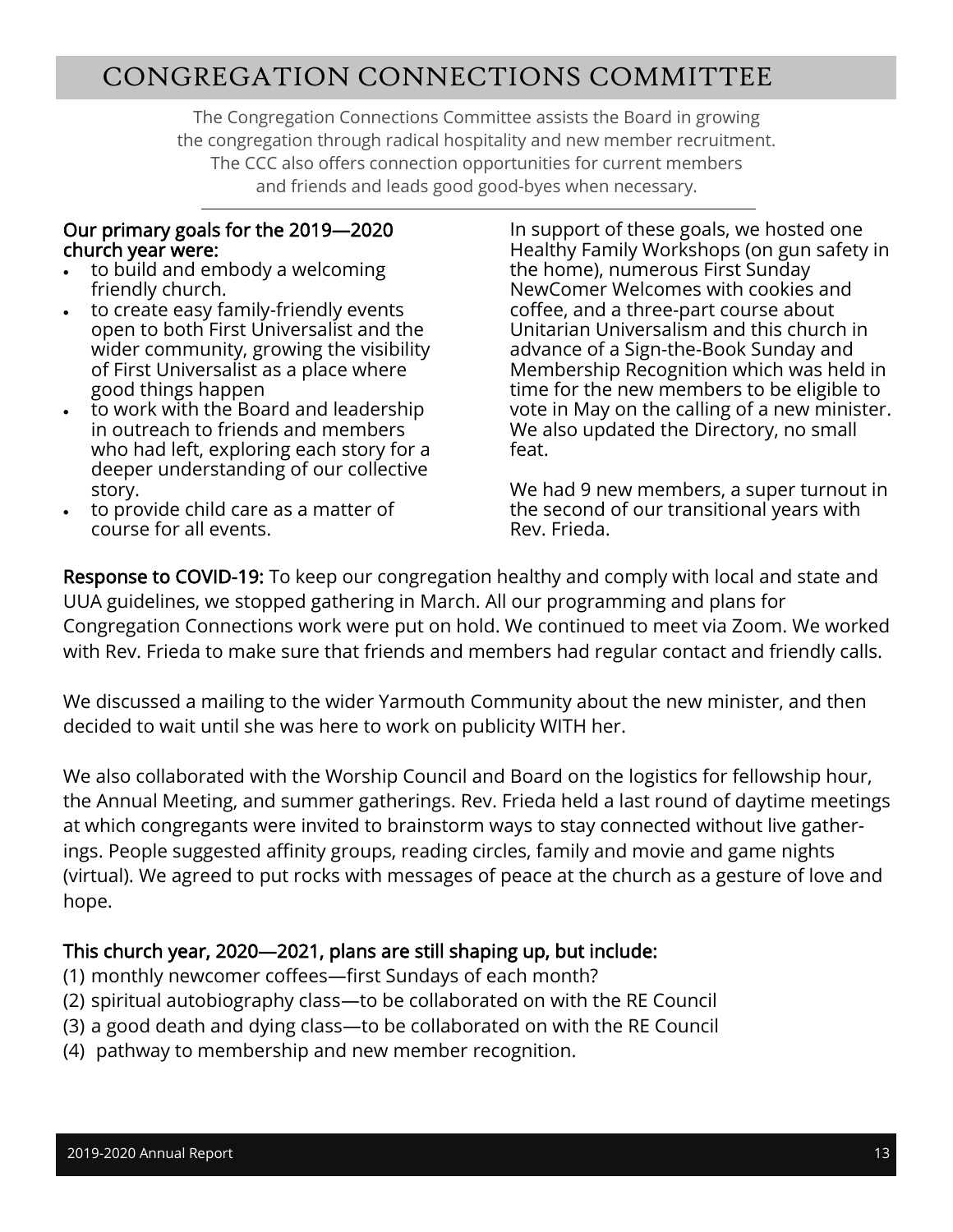# CONGREGATION CONNECTIONS COMMITTEE

The Congregation Connections Committee assists the Board in growing the congregation through radical hospitality and new member recruitment. The CCC also offers connection opportunities for current members and friends and leads good good-byes when necessary.

---

**Our primary goals for the 2019—2020 church year were:**

- to build and embody a welcoming friendly church.
- to create easy family-friendly events open to both First Universalist and the wider community, growing the visibility of First Universalist as a place where good things happen
- to work with the Board and leadership in outreach to friends and members who had left, exploring each story for a deeper understanding of our collective story.
- to provide child care as a matter of course for all events.

In support of these goals, we hosted one Healthy Family Workshops (on gun safety in the home), numerous First Sunday NewComer Welcomes with cookies and coffee, and a three-part course about Unitarian Universalism and this church in advance of a Sign-the-Book Sunday and Membership Recognition which was held in time for the new members to be eligible to vote in May on the calling of a new minister. We also updated the Directory, no small feat.

We had 9 new members, a super turnout in the second of our transitional years with Rev. Frieda.

**Response to COVID-19:** To keep our congregation healthy and comply with local and state and UUA guidelines, we stopped gathering in March. All our programming and plans for Congregation Connections work were put on hold. We continued to meet via Zoom. We worked with Rev. Frieda to make sure that friends and members had regular contact and friendly calls.

We discussed a mailing to the wider Yarmouth Community about the new minister, and then decided to wait until she was here to work on publicity WITH her.

We also collaborated with the Worship Council and Board on the logistics for fellowship hour, the Annual Meeting, and summer gatherings. Rev. Frieda held a last round of daytime meetings at which congregants were invited to brainstorm ways to stay connected without live gatherings. People suggested affinity groups, reading circles, family and movie and game nights (virtual). We agreed to put rocks with messages of peace at the church as a gesture of love and hope.

**This church year, 2020—2021, plans are still shaping up, but include:**

(1) monthly newcomer coffees—first Sundays of each month?
(2) spiritual autobiography class—to be collaborated on with the RE Council
(3) a good death and dying class—to be collaborated on with the RE Council
(4) pathway to membership and new member recognition.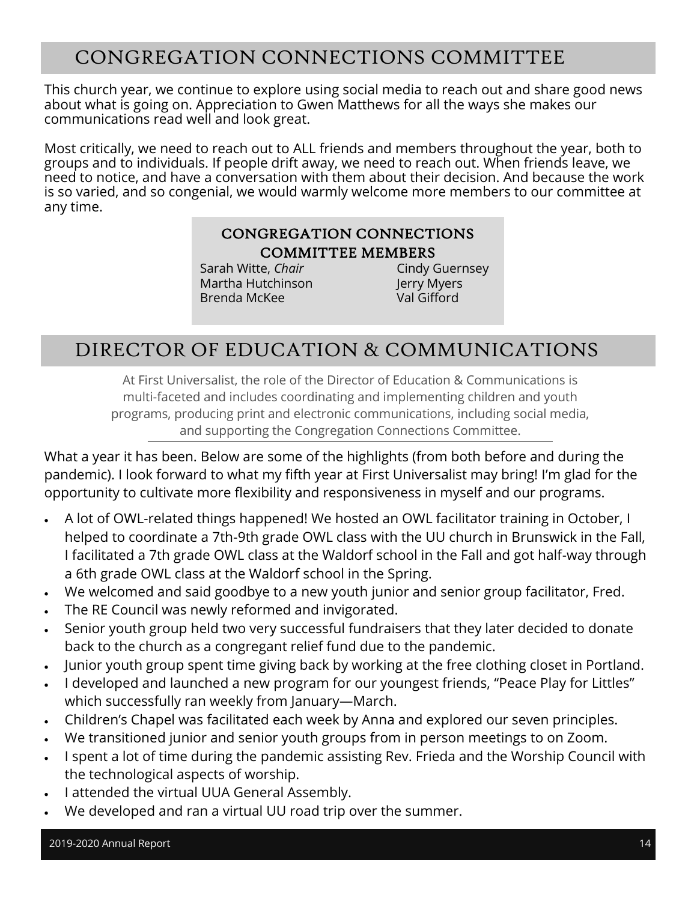## CONGREGATION CONNECTIONS COMMITTEE

This church year, we continue to explore using social media to reach out and share good news about what is going on. Appreciation to Gwen Matthews for all the ways she makes our communications read well and look great.

Most critically, we need to reach out to ALL friends and members throughout the year, both to groups and to individuals. If people drift away, we need to reach out. When friends leave, we need to notice, and have a conversation with them about their decision. And because the work is so varied, and so congenial, we would warmly welcome more members to our committee at any time.

### CONGREGATION CONNECTIONS COMMITTEE MEMBERS

Sarah Witte, *Chair*
Martha Hutchinson
Brenda McKee
Cindy Guernsey
Jerry Myers
Val Gifford

## DIRECTOR OF EDUCATION & COMMUNICATIONS

At First Universalist, the role of the Director of Education & Communications is multi-faceted and includes coordinating and implementing children and youth programs, producing print and electronic communications, including social media, and supporting the Congregation Connections Committee.

What a year it has been. Below are some of the highlights (from both before and during the pandemic). I look forward to what my fifth year at First Universalist may bring! I'm glad for the opportunity to cultivate more flexibility and responsiveness in myself and our programs.

- A lot of OWL-related things happened! We hosted an OWL facilitator training in October, I helped to coordinate a 7th-9th grade OWL class with the UU church in Brunswick in the Fall, I facilitated a 7th grade OWL class at the Waldorf school in the Fall and got half-way through a 6th grade OWL class at the Waldorf school in the Spring.
- We welcomed and said goodbye to a new youth junior and senior group facilitator, Fred.
- The RE Council was newly reformed and invigorated.
- Senior youth group held two very successful fundraisers that they later decided to donate back to the church as a congregant relief fund due to the pandemic.
- Junior youth group spent time giving back by working at the free clothing closet in Portland.
- I developed and launched a new program for our youngest friends, "Peace Play for Littles" which successfully ran weekly from January—March.
- Children's Chapel was facilitated each week by Anna and explored our seven principles.
- We transitioned junior and senior youth groups from in person meetings to on Zoom.
- I spent a lot of time during the pandemic assisting Rev. Frieda and the Worship Council with the technological aspects of worship.
- I attended the virtual UUA General Assembly.
- We developed and ran a virtual UU road trip over the summer.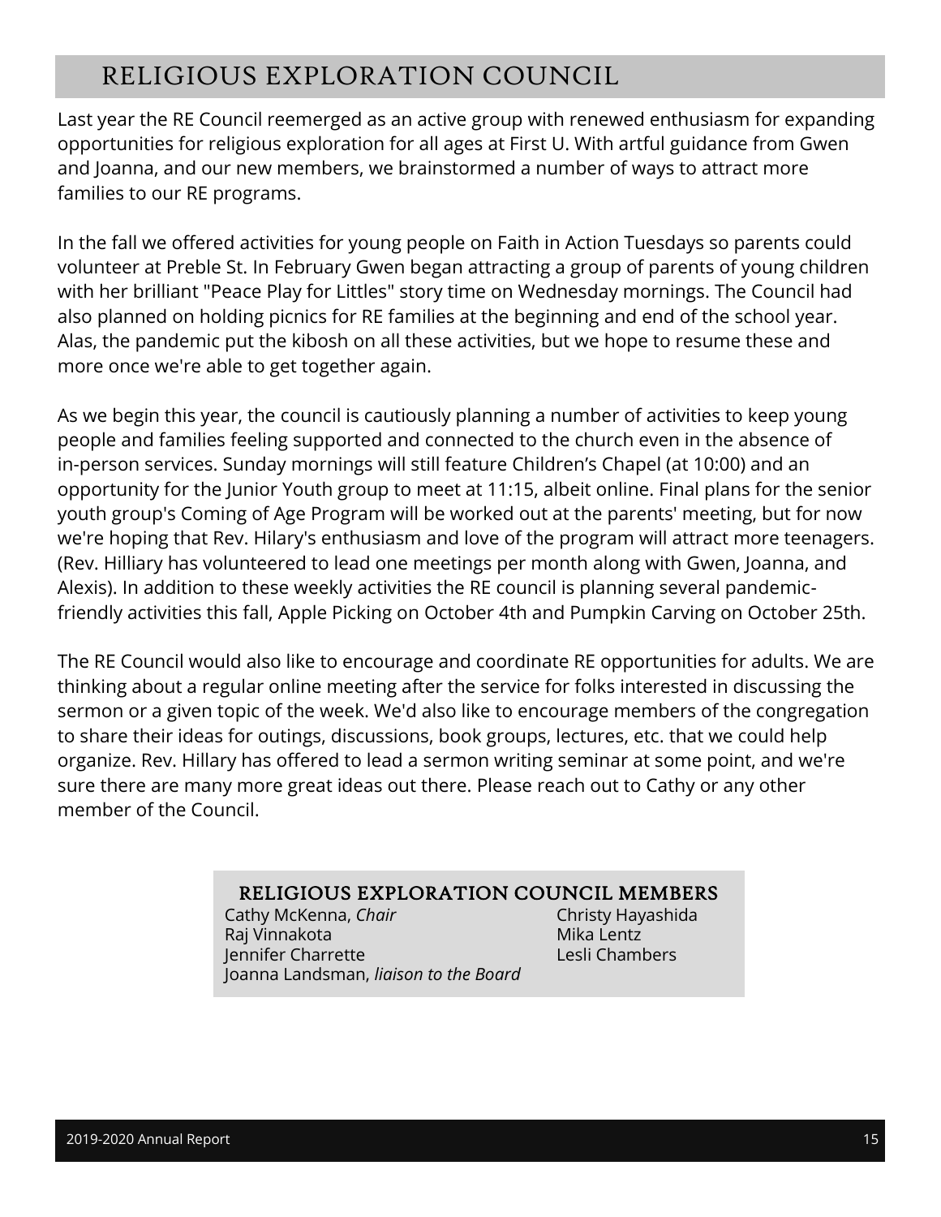# RELIGIOUS EXPLORATION COUNCIL

Last year the RE Council reemerged as an active group with renewed enthusiasm for expanding opportunities for religious exploration for all ages at First U. With artful guidance from Gwen and Joanna, and our new members, we brainstormed a number of ways to attract more families to our RE programs.

In the fall we offered activities for young people on Faith in Action Tuesdays so parents could volunteer at Preble St. In February Gwen began attracting a group of parents of young children with her brilliant "Peace Play for Littles" story time on Wednesday mornings. The Council had also planned on holding picnics for RE families at the beginning and end of the school year. Alas, the pandemic put the kibosh on all these activities, but we hope to resume these and more once we're able to get together again.

As we begin this year, the council is cautiously planning a number of activities to keep young people and families feeling supported and connected to the church even in the absence of in-person services. Sunday mornings will still feature Children's Chapel (at 10:00) and an opportunity for the Junior Youth group to meet at 11:15, albeit online. Final plans for the senior youth group's Coming of Age Program will be worked out at the parents' meeting, but for now we're hoping that Rev. Hilary's enthusiasm and love of the program will attract more teenagers. (Rev. Hilliary has volunteered to lead one meetings per month along with Gwen, Joanna, and Alexis). In addition to these weekly activities the RE council is planning several pandemic-friendly activities this fall, Apple Picking on October 4th and Pumpkin Carving on October 25th.

The RE Council would also like to encourage and coordinate RE opportunities for adults. We are thinking about a regular online meeting after the service for folks interested in discussing the sermon or a given topic of the week. We'd also like to encourage members of the congregation to share their ideas for outings, discussions, book groups, lectures, etc. that we could help organize. Rev. Hillary has offered to lead a sermon writing seminar at some point, and we're sure there are many more great ideas out there. Please reach out to Cathy or any other member of the Council.

### RELIGIOUS EXPLORATION COUNCIL MEMBERS

Cathy McKenna, *Chair*
Raj Vinnakota
Jennifer Charrette
Joanna Landsman, *liaison to the Board*
Christy Hayashida
Mika Lentz
Lesli Chambers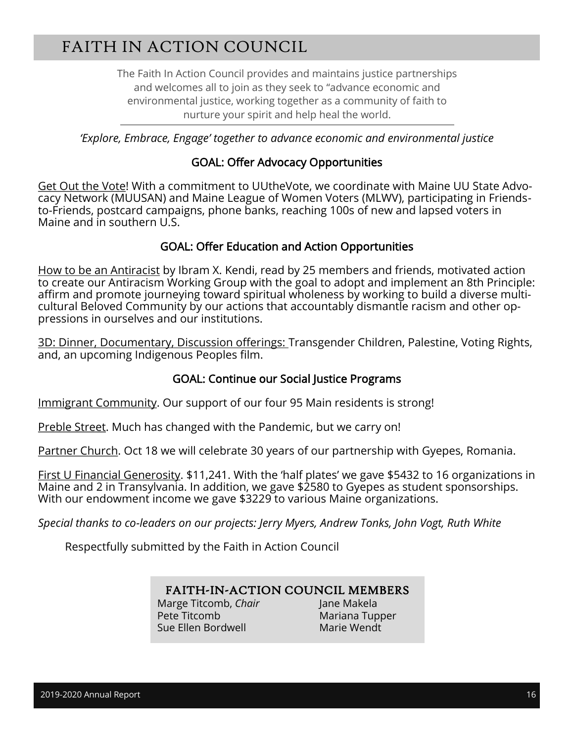# FAITH IN ACTION COUNCIL

The Faith In Action Council provides and maintains justice partnerships and welcomes all to join as they seek to "advance economic and environmental justice, working together as a community of faith to nurture your spirit and help heal the world.

*'Explore, Embrace, Engage' together to advance economic and environmental justice*

### GOAL: Offer Advocacy Opportunities

Get Out the Vote! With a commitment to UUtheVote, we coordinate with Maine UU State Advocacy Network (MUUSAN) and Maine League of Women Voters (MLWV), participating in Friends-to-Friends, postcard campaigns, phone banks, reaching 100s of new and lapsed voters in Maine and in southern U.S.

### GOAL: Offer Education and Action Opportunities

How to be an Antiracist by Ibram X. Kendi, read by 25 members and friends, motivated action to create our Antiracism Working Group with the goal to adopt and implement an 8th Principle: affirm and promote journeying toward spiritual wholeness by working to build a diverse multicultural Beloved Community by our actions that accountably dismantle racism and other oppressions in ourselves and our institutions.

3D: Dinner, Documentary, Discussion offerings: Transgender Children, Palestine, Voting Rights, and, an upcoming Indigenous Peoples film.

### GOAL: Continue our Social Justice Programs

Immigrant Community. Our support of our four 95 Main residents is strong!

Preble Street. Much has changed with the Pandemic, but we carry on!

Partner Church. Oct 18 we will celebrate 30 years of our partnership with Gyepes, Romania.

First U Financial Generosity. $11,241. With the 'half plates' we gave $5432 to 16 organizations in Maine and 2 in Transylvania. In addition, we gave $2580 to Gyepes as student sponsorships. With our endowment income we gave $3229 to various Maine organizations.

*Special thanks to co-leaders on our projects: Jerry Myers, Andrew Tonks, John Vogt, Ruth White*

Respectfully submitted by the Faith in Action Council

### FAITH-IN-ACTION COUNCIL MEMBERS

Marge Titcomb, *Chair*
Pete Titcomb
Sue Ellen Bordwell
Jane Makela
Mariana Tupper
Marie Wendt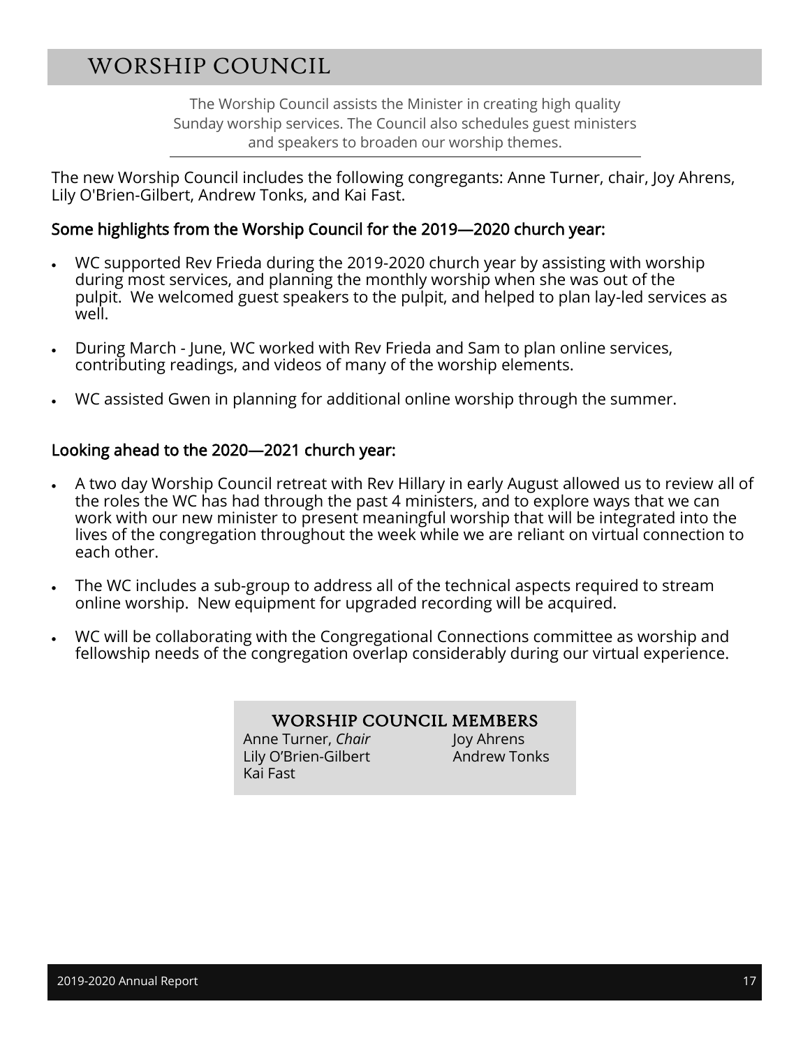## WORSHIP COUNCIL

The Worship Council assists the Minister in creating high quality Sunday worship services. The Council also schedules guest ministers and speakers to broaden our worship themes.

---

The new Worship Council includes the following congregants: Anne Turner, chair, Joy Ahrens, Lily O'Brien-Gilbert, Andrew Tonks, and Kai Fast.

### Some highlights from the Worship Council for the 2019—2020 church year:

- WC supported Rev Frieda during the 2019-2020 church year by assisting with worship during most services, and planning the monthly worship when she was out of the pulpit. We welcomed guest speakers to the pulpit, and helped to plan lay-led services as well.
- During March - June, WC worked with Rev Frieda and Sam to plan online services, contributing readings, and videos of many of the worship elements.
- WC assisted Gwen in planning for additional online worship through the summer.

### Looking ahead to the 2020—2021 church year:

- A two day Worship Council retreat with Rev Hillary in early August allowed us to review all of the roles the WC has had through the past 4 ministers, and to explore ways that we can work with our new minister to present meaningful worship that will be integrated into the lives of the congregation throughout the week while we are reliant on virtual connection to each other.
- The WC includes a sub-group to address all of the technical aspects required to stream online worship. New equipment for upgraded recording will be acquired.
- WC will be collaborating with the Congregational Connections committee as worship and fellowship needs of the congregation overlap considerably during our virtual experience.

### WORSHIP COUNCIL MEMBERS

Anne Turner, *Chair*
Joy Ahrens
Lily O'Brien-Gilbert
Andrew Tonks
Kai Fast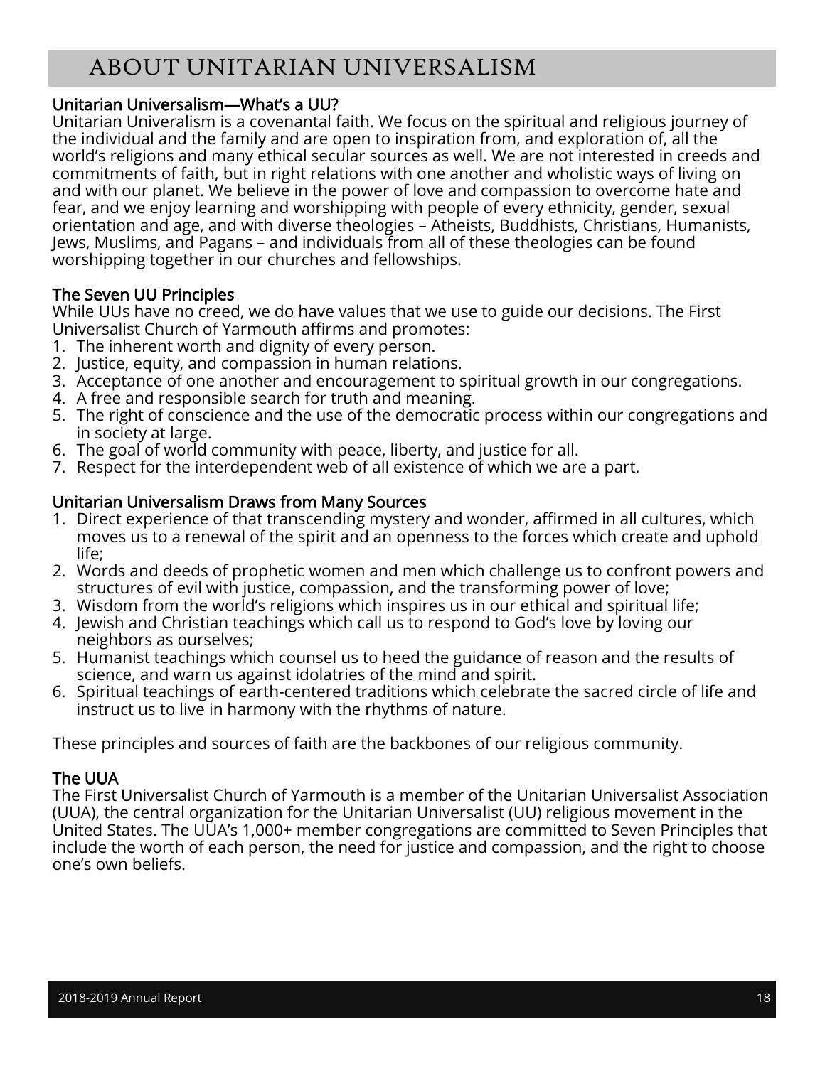# ABOUT UNITARIAN UNIVERSALISM

### Unitarian Universalism—What's a UU?

Unitarian Univeralism is a covenantal faith. We focus on the spiritual and religious journey of the individual and the family and are open to inspiration from, and exploration of, all the world's religions and many ethical secular sources as well. We are not interested in creeds and commitments of faith, but in right relations with one another and wholistic ways of living on and with our planet. We believe in the power of love and compassion to overcome hate and fear, and we enjoy learning and worshipping with people of every ethnicity, gender, sexual orientation and age, and with diverse theologies – Atheists, Buddhists, Christians, Humanists, Jews, Muslims, and Pagans – and individuals from all of these theologies can be found worshipping together in our churches and fellowships.

### The Seven UU Principles

While UUs have no creed, we do have values that we use to guide our decisions. The First Universalist Church of Yarmouth affirms and promotes:

1. The inherent worth and dignity of every person.
2. Justice, equity, and compassion in human relations.
3. Acceptance of one another and encouragement to spiritual growth in our congregations.
4. A free and responsible search for truth and meaning.
5. The right of conscience and the use of the democratic process within our congregations and in society at large.
6. The goal of world community with peace, liberty, and justice for all.
7. Respect for the interdependent web of all existence of which we are a part.

### Unitarian Universalism Draws from Many Sources

1. Direct experience of that transcending mystery and wonder, affirmed in all cultures, which moves us to a renewal of the spirit and an openness to the forces which create and uphold life;
2. Words and deeds of prophetic women and men which challenge us to confront powers and structures of evil with justice, compassion, and the transforming power of love;
3. Wisdom from the world's religions which inspires us in our ethical and spiritual life;
4. Jewish and Christian teachings which call us to respond to God's love by loving our neighbors as ourselves;
5. Humanist teachings which counsel us to heed the guidance of reason and the results of science, and warn us against idolatries of the mind and spirit.
6. Spiritual teachings of earth-centered traditions which celebrate the sacred circle of life and instruct us to live in harmony with the rhythms of nature.

These principles and sources of faith are the backbones of our religious community.

### The UUA

The First Universalist Church of Yarmouth is a member of the Unitarian Universalist Association (UUA), the central organization for the Unitarian Universalist (UU) religious movement in the United States. The UUA's 1,000+ member congregations are committed to Seven Principles that include the worth of each person, the need for justice and compassion, and the right to choose one's own beliefs.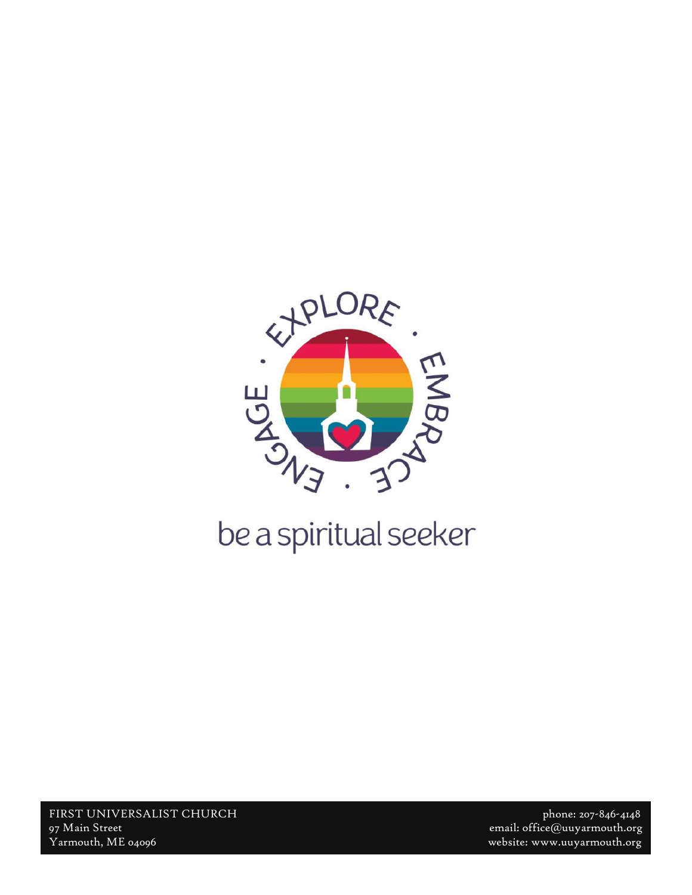EXPLORE · EMBRACE · ENGAGE ·

be a spiritual seeker

FIRST UNIVERSALIST CHURCH
97 Main Street
Yarmouth, ME 04096

phone: 207-846-4148
email: office@uuyarmouth.org
website: www.uuyarmouth.org